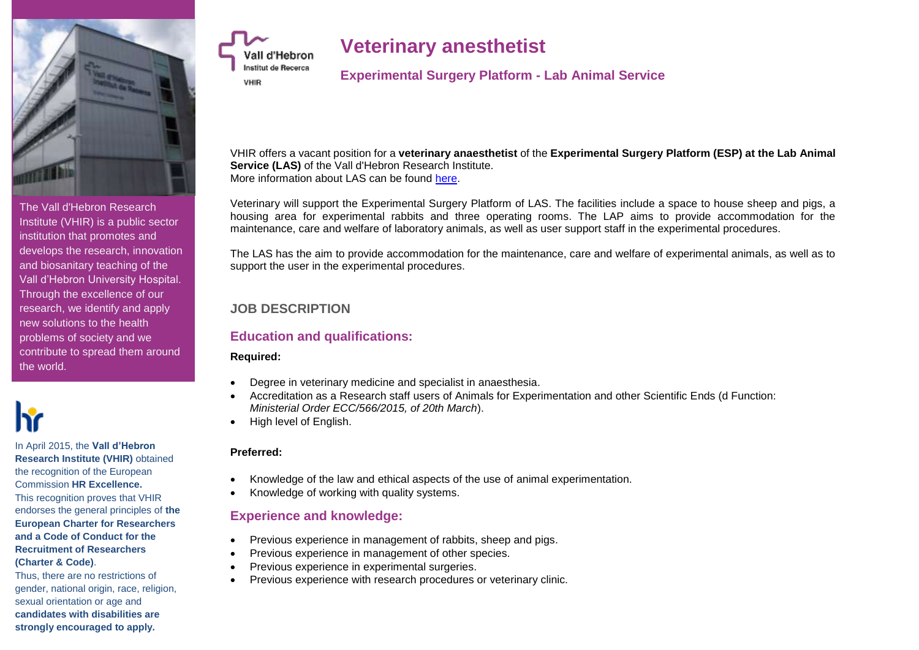# Veterinary anesthetist

## Experimental Surgery Platform - Lab Animal Service

The Vall d'Hebron Research Institute (VHIR) is a public sector institution that promotes and develops the research, innovation and biosanitary teaching of the Vall d'Hebron University Hospital. Through the excellence of our research, we identify and apply new solutions to the health problems of society and we contribute to spread them around the world.

In April 2015, the **Vall d'Hebron Research Institute (VHIR)** obtained the recognition of the European Commission **HR Excellence.** This recognition proves that VHIR endorses the general principles of **the European Charter for Researchers and a Code of Conduct for the Recruitment of Researchers (Charter & Code)**. Thus, there are no restrictions of gender, national origin, race, religion, sexual orientation or age and **candidates with disabilities are strongly encouraged to apply.**

VHIR offers a vacant position for a **veterinary anaesthetist** of the **Experimental Surgery Platform (ESP) at the Lab Animal Service (LAS)** of the Vall d'Hebron Research Institute.
More information about LAS can be found here.

Veterinary will support the Experimental Surgery Platform of LAS. The facilities include a space to house sheep and pigs, a housing area for experimental rabbits and three operating rooms. The LAP aims to provide accommodation for the maintenance, care and welfare of laboratory animals, as well as user support staff in the experimental procedures.

The LAS has the aim to provide accommodation for the maintenance, care and welfare of experimental animals, as well as to support the user in the experimental procedures.

### JOB DESCRIPTION

### Education and qualifications:

**Required:**

- Degree in veterinary medicine and specialist in anaesthesia.
- Accreditation as a Research staff users of Animals for Experimentation and other Scientific Ends (d Function: *Ministerial Order ECC/566/2015, of 20th March*).
- High level of English.

**Preferred:**

- Knowledge of the law and ethical aspects of the use of animal experimentation.
- Knowledge of working with quality systems.

### Experience and knowledge:

- Previous experience in management of rabbits, sheep and pigs.
- Previous experience in management of other species.
- Previous experience in experimental surgeries.
- Previous experience with research procedures or veterinary clinic.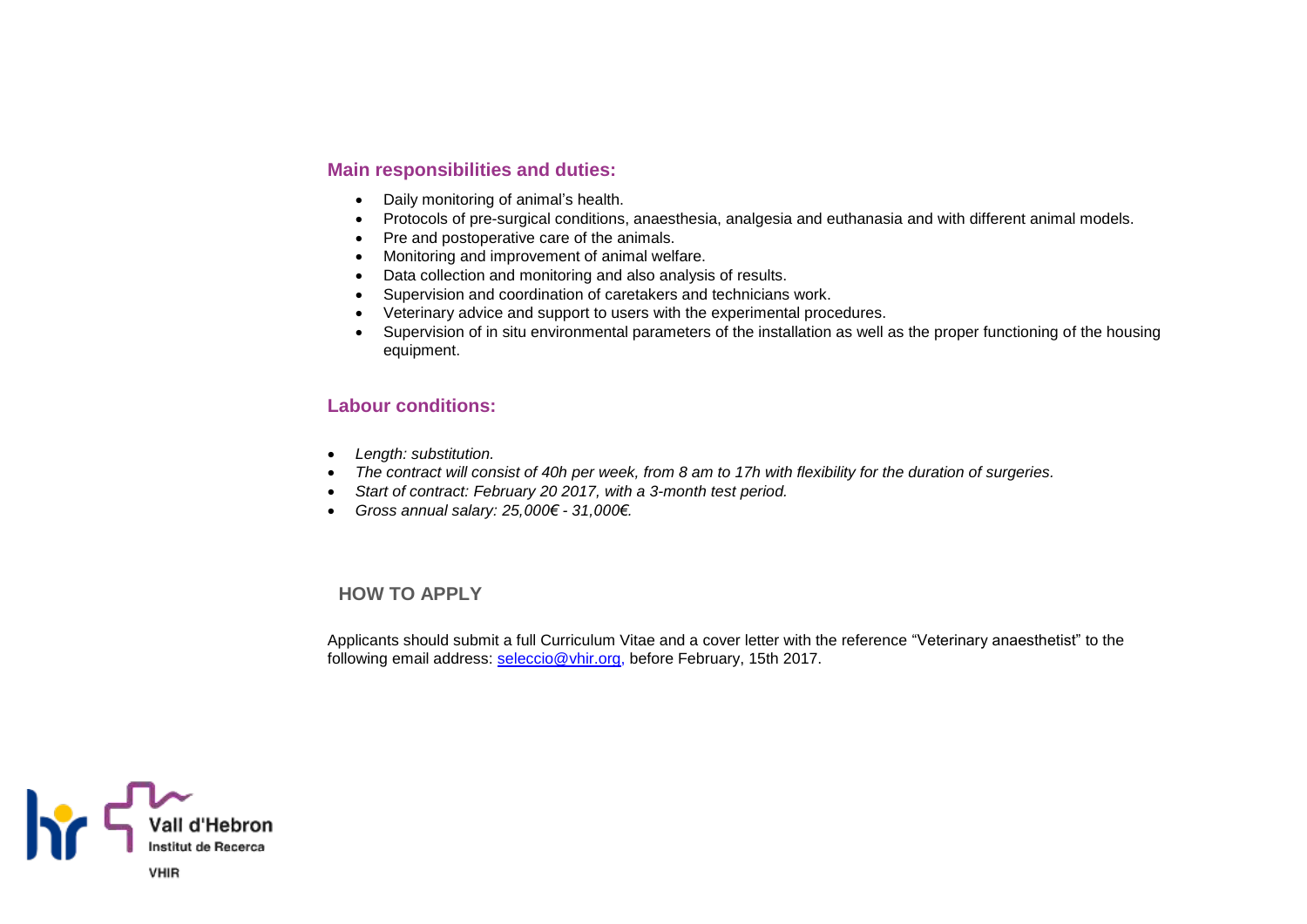## Main responsibilities and duties:

- Daily monitoring of animal's health.
- Protocols of pre-surgical conditions, anaesthesia, analgesia and euthanasia and with different animal models.
- Pre and postoperative care of the animals.
- Monitoring and improvement of animal welfare.
- Data collection and monitoring and also analysis of results.
- Supervision and coordination of caretakers and technicians work.
- Veterinary advice and support to users with the experimental procedures.
- Supervision of in situ environmental parameters of the installation as well as the proper functioning of the housing equipment.

## Labour conditions:

- *Length: substitution.*
- *The contract will consist of 40h per week, from 8 am to 17h with flexibility for the duration of surgeries.*
- *Start of contract: February 20 2017, with a 3-month test period.*
- *Gross annual salary: 25,000€ - 31,000€.*

## HOW TO APPLY

Applicants should submit a full Curriculum Vitae and a cover letter with the reference "Veterinary anaesthetist" to the following email address: seleccio@vhir.org, before February, 15th 2017.

Vall d'Hebron Institut de Recerca

VHIR